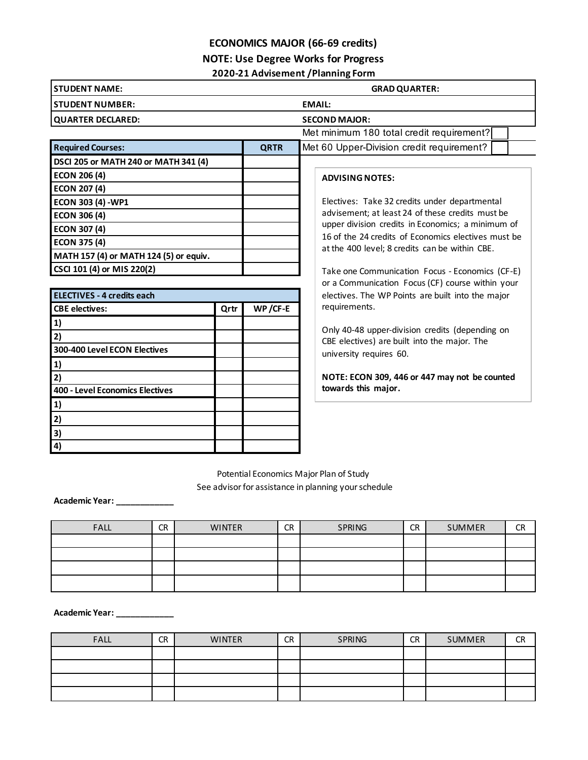# ECONOMICS MAJOR (66-69 credits)

## NOTE: Use Degree Works for Progress

### 2020-21 Advisement /Planning Form

| | |
|---|---|
| **STUDENT NAME:** | **GRAD QUARTER:** |
| **STUDENT NUMBER:** | **EMAIL:** |
| **QUARTER DECLARED:** | **SECOND MAJOR:** |

Met minimum 180 total credit requirement? ☐

Met 60 Upper-Division credit requirement? ☐

| Required Courses: | QRTR |
|---|---|
| DSCI 205 or MATH 240 or MATH 341 (4) | |
| ECON 206 (4) | |
| ECON 207 (4) | |
| ECON 303 (4) -WP1 | |
| ECON 306 (4) | |
| ECON 307 (4) | |
| ECON 375 (4) | |
| MATH 157 (4) or MATH 124 (5) or equiv. | |
| CSCI 101 (4) or MIS 220(2) | |

| ELECTIVES - 4 credits each | | |
|---|---|---|
| CBE electives: | Qrtr | WP /CF-E |
| 1) | | |
| 2) | | |
| 300-400 Level ECON Electives | | |
| 1) | | |
| 2) | | |
| 400 - Level Economics Electives | | |
| 1) | | |
| 2) | | |
| 3) | | |
| 4) | | |

**ADVISING NOTES:**

Electives: Take 32 credits under departmental advisement; at least 24 of these credits must be upper division credits in Economics; a minimum of 16 of the 24 credits of Economics electives must be at the 400 level; 8 credits can be within CBE.

Take one Communication Focus - Economics (CF-E) or a Communication Focus (CF) course within your electives. The WP Points are built into the major requirements.

Only 40-48 upper-division credits (depending on CBE electives) are built into the major. The university requires 60.

**NOTE: ECON 309, 446 or 447 may not be counted towards this major.**

Potential Economics Major Plan of Study

See advisor for assistance in planning your schedule

**Academic Year: ____________**

| FALL | CR | WINTER | CR | SPRING | CR | SUMMER | CR |
|---|---|---|---|---|---|---|---|
| | | | | | | | |
| | | | | | | | |
| | | | | | | | |
| | | | | | | | |

**Academic Year: ____________**

| FALL | CR | WINTER | CR | SPRING | CR | SUMMER | CR |
|---|---|---|---|---|---|---|---|
| | | | | | | | |
| | | | | | | | |
| | | | | | | | |
| | | | | | | | |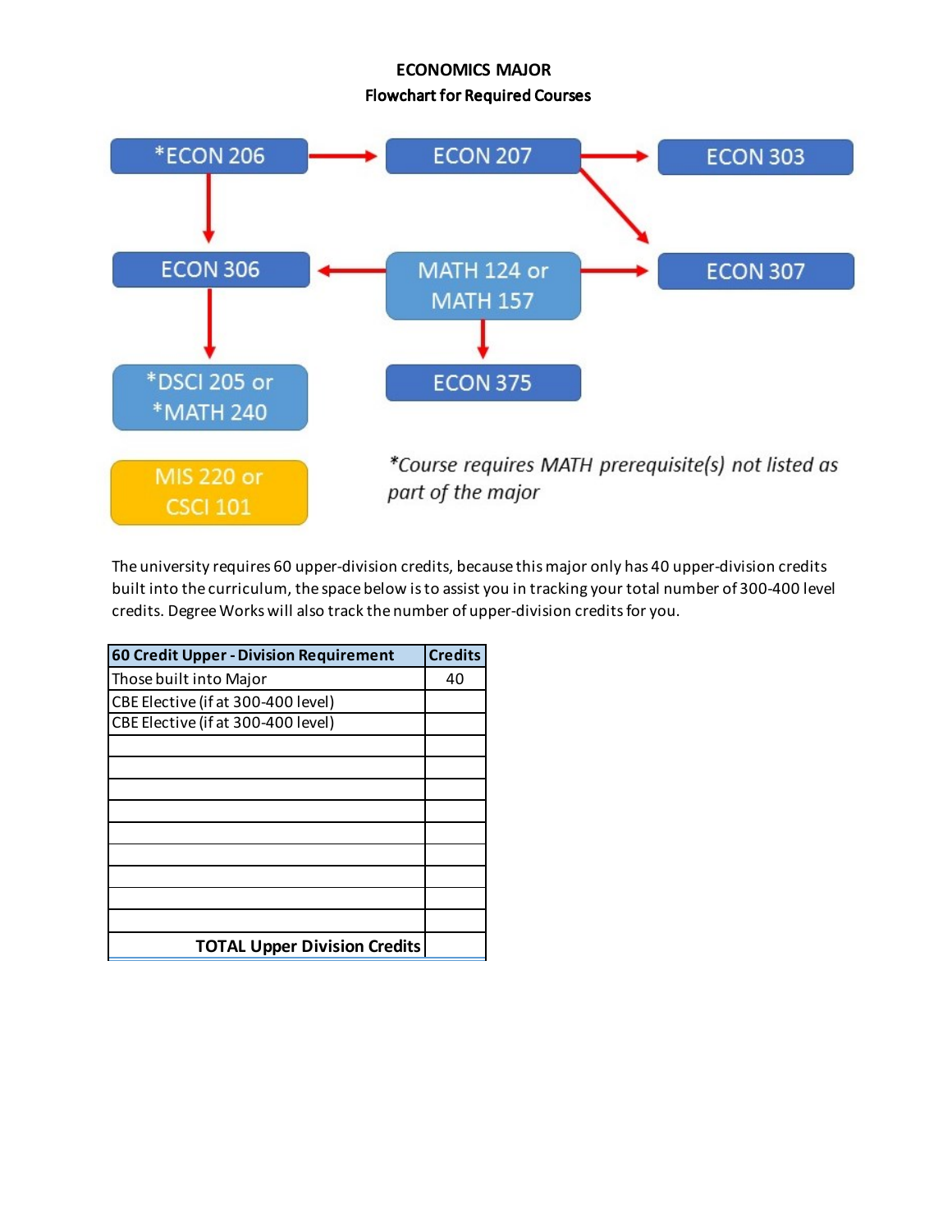# ECONOMICS MAJOR

## Flowchart for Required Courses

*ECON 206

ECON 207

ECON 303

ECON 306

MATH 124 or MATH 157

ECON 307

*DSCI 205 or *MATH 240

ECON 375

MIS 220 or CSCI 101

*\*Course requires MATH prerequisite(s) not listed as part of the major*

The university requires 60 upper-division credits, because this major only has 40 upper-division credits built into the curriculum, the space below is to assist you in tracking your total number of 300-400 level credits. Degree Works will also track the number of upper-division credits for you.

| 60 Credit Upper - Division Requirement | Credits |
|---|---|
| Those built into Major | 40 |
| CBE Elective (if at 300-400 level) | |
| CBE Elective (if at 300-400 level) | |
| | |
| | |
| | |
| | |
| | |
| | |
| | |
| | |
| **TOTAL Upper Division Credits** | |